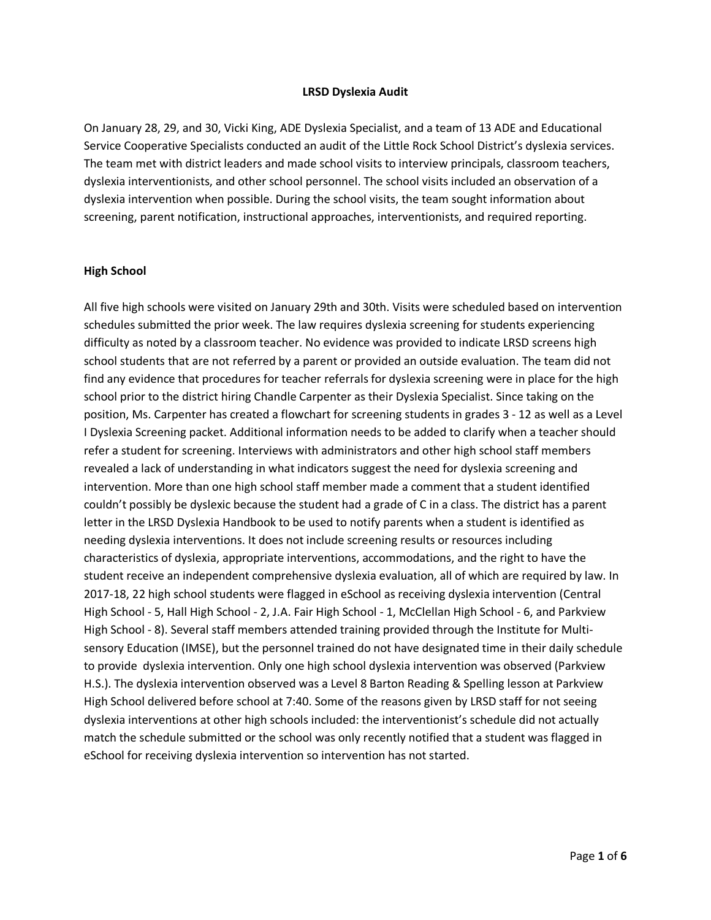# LRSD Dyslexia Audit

On January 28, 29, and 30, Vicki King, ADE Dyslexia Specialist, and a team of 13 ADE and Educational Service Cooperative Specialists conducted an audit of the Little Rock School District's dyslexia services. The team met with district leaders and made school visits to interview principals, classroom teachers, dyslexia interventionists, and other school personnel. The school visits included an observation of a dyslexia intervention when possible. During the school visits, the team sought information about screening, parent notification, instructional approaches, interventionists, and required reporting.

## High School

All five high schools were visited on January 29th and 30th. Visits were scheduled based on intervention schedules submitted the prior week. The law requires dyslexia screening for students experiencing difficulty as noted by a classroom teacher. No evidence was provided to indicate LRSD screens high school students that are not referred by a parent or provided an outside evaluation. The team did not find any evidence that procedures for teacher referrals for dyslexia screening were in place for the high school prior to the district hiring Chandle Carpenter as their Dyslexia Specialist. Since taking on the position, Ms. Carpenter has created a flowchart for screening students in grades 3 - 12 as well as a Level I Dyslexia Screening packet. Additional information needs to be added to clarify when a teacher should refer a student for screening. Interviews with administrators and other high school staff members revealed a lack of understanding in what indicators suggest the need for dyslexia screening and intervention. More than one high school staff member made a comment that a student identified couldn't possibly be dyslexic because the student had a grade of C in a class. The district has a parent letter in the LRSD Dyslexia Handbook to be used to notify parents when a student is identified as needing dyslexia interventions. It does not include screening results or resources including characteristics of dyslexia, appropriate interventions, accommodations, and the right to have the student receive an independent comprehensive dyslexia evaluation, all of which are required by law. In 2017-18, 22 high school students were flagged in eSchool as receiving dyslexia intervention (Central High School - 5, Hall High School - 2, J.A. Fair High School - 1, McClellan High School - 6, and Parkview High School - 8). Several staff members attended training provided through the Institute for Multi-sensory Education (IMSE), but the personnel trained do not have designated time in their daily schedule to provide dyslexia intervention. Only one high school dyslexia intervention was observed (Parkview H.S.). The dyslexia intervention observed was a Level 8 Barton Reading & Spelling lesson at Parkview High School delivered before school at 7:40. Some of the reasons given by LRSD staff for not seeing dyslexia interventions at other high schools included: the interventionist's schedule did not actually match the schedule submitted or the school was only recently notified that a student was flagged in eSchool for receiving dyslexia intervention so intervention has not started.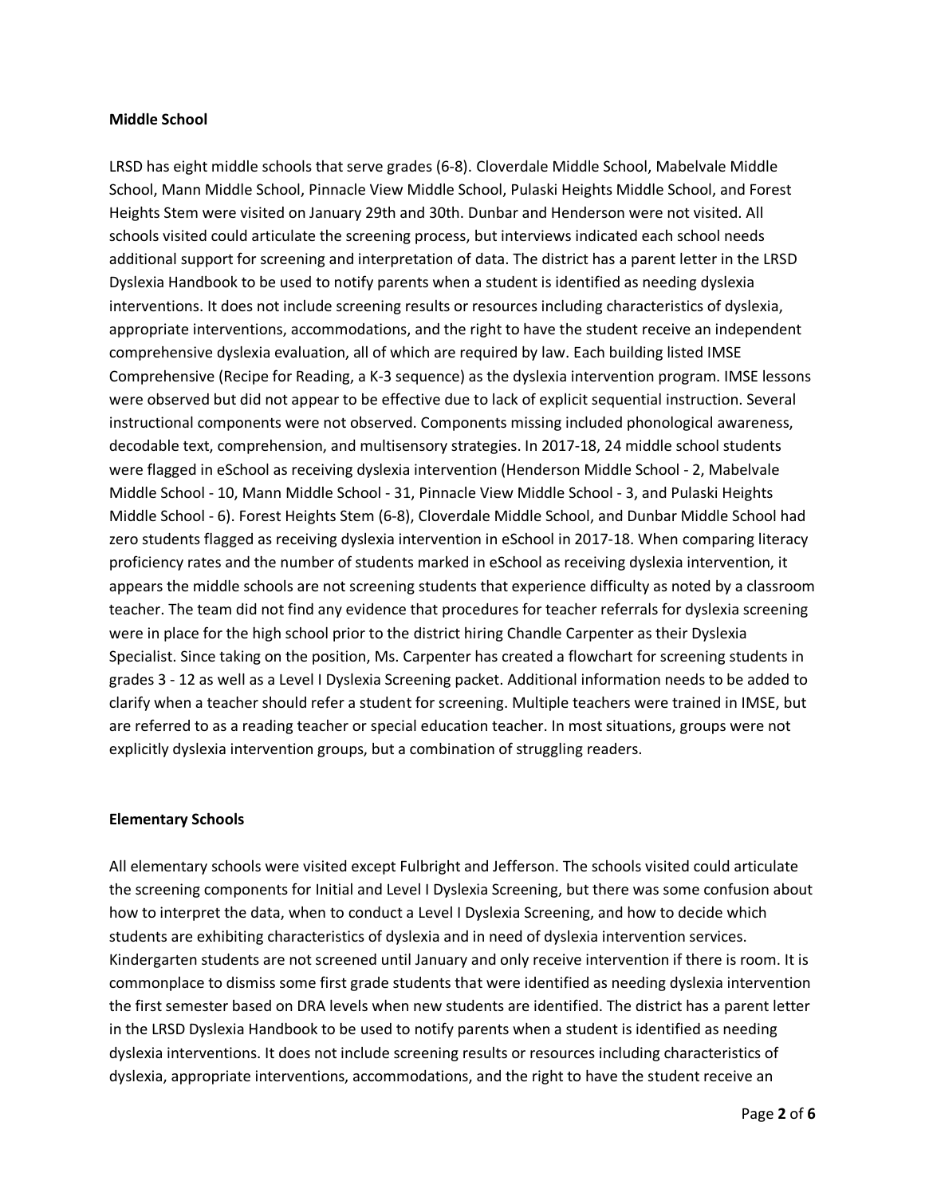**Middle School**

LRSD has eight middle schools that serve grades (6-8). Cloverdale Middle School, Mabelvale Middle School, Mann Middle School, Pinnacle View Middle School, Pulaski Heights Middle School, and Forest Heights Stem were visited on January 29th and 30th. Dunbar and Henderson were not visited. All schools visited could articulate the screening process, but interviews indicated each school needs additional support for screening and interpretation of data. The district has a parent letter in the LRSD Dyslexia Handbook to be used to notify parents when a student is identified as needing dyslexia interventions. It does not include screening results or resources including characteristics of dyslexia, appropriate interventions, accommodations, and the right to have the student receive an independent comprehensive dyslexia evaluation, all of which are required by law. Each building listed IMSE Comprehensive (Recipe for Reading, a K-3 sequence) as the dyslexia intervention program. IMSE lessons were observed but did not appear to be effective due to lack of explicit sequential instruction. Several instructional components were not observed. Components missing included phonological awareness, decodable text, comprehension, and multisensory strategies. In 2017-18, 24 middle school students were flagged in eSchool as receiving dyslexia intervention (Henderson Middle School - 2, Mabelvale Middle School - 10, Mann Middle School - 31, Pinnacle View Middle School - 3, and Pulaski Heights Middle School - 6). Forest Heights Stem (6-8), Cloverdale Middle School, and Dunbar Middle School had zero students flagged as receiving dyslexia intervention in eSchool in 2017-18. When comparing literacy proficiency rates and the number of students marked in eSchool as receiving dyslexia intervention, it appears the middle schools are not screening students that experience difficulty as noted by a classroom teacher. The team did not find any evidence that procedures for teacher referrals for dyslexia screening were in place for the high school prior to the district hiring Chandle Carpenter as their Dyslexia Specialist. Since taking on the position, Ms. Carpenter has created a flowchart for screening students in grades 3 - 12 as well as a Level I Dyslexia Screening packet. Additional information needs to be added to clarify when a teacher should refer a student for screening. Multiple teachers were trained in IMSE, but are referred to as a reading teacher or special education teacher. In most situations, groups were not explicitly dyslexia intervention groups, but a combination of struggling readers.

**Elementary Schools**

All elementary schools were visited except Fulbright and Jefferson. The schools visited could articulate the screening components for Initial and Level I Dyslexia Screening, but there was some confusion about how to interpret the data, when to conduct a Level I Dyslexia Screening, and how to decide which students are exhibiting characteristics of dyslexia and in need of dyslexia intervention services. Kindergarten students are not screened until January and only receive intervention if there is room. It is commonplace to dismiss some first grade students that were identified as needing dyslexia intervention the first semester based on DRA levels when new students are identified. The district has a parent letter in the LRSD Dyslexia Handbook to be used to notify parents when a student is identified as needing dyslexia interventions. It does not include screening results or resources including characteristics of dyslexia, appropriate interventions, accommodations, and the right to have the student receive an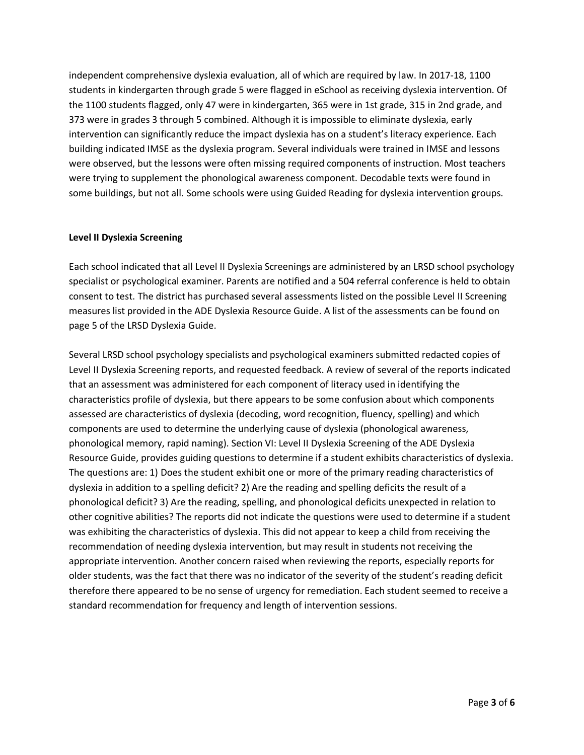independent comprehensive dyslexia evaluation, all of which are required by law. In 2017-18, 1100 students in kindergarten through grade 5 were flagged in eSchool as receiving dyslexia intervention. Of the 1100 students flagged, only 47 were in kindergarten, 365 were in 1st grade, 315 in 2nd grade, and 373 were in grades 3 through 5 combined. Although it is impossible to eliminate dyslexia, early intervention can significantly reduce the impact dyslexia has on a student's literacy experience. Each building indicated IMSE as the dyslexia program. Several individuals were trained in IMSE and lessons were observed, but the lessons were often missing required components of instruction. Most teachers were trying to supplement the phonological awareness component. Decodable texts were found in some buildings, but not all. Some schools were using Guided Reading for dyslexia intervention groups.

**Level II Dyslexia Screening**

Each school indicated that all Level II Dyslexia Screenings are administered by an LRSD school psychology specialist or psychological examiner. Parents are notified and a 504 referral conference is held to obtain consent to test. The district has purchased several assessments listed on the possible Level II Screening measures list provided in the ADE Dyslexia Resource Guide. A list of the assessments can be found on page 5 of the LRSD Dyslexia Guide.

Several LRSD school psychology specialists and psychological examiners submitted redacted copies of Level II Dyslexia Screening reports, and requested feedback. A review of several of the reports indicated that an assessment was administered for each component of literacy used in identifying the characteristics profile of dyslexia, but there appears to be some confusion about which components assessed are characteristics of dyslexia (decoding, word recognition, fluency, spelling) and which components are used to determine the underlying cause of dyslexia (phonological awareness, phonological memory, rapid naming). Section VI: Level II Dyslexia Screening of the ADE Dyslexia Resource Guide, provides guiding questions to determine if a student exhibits characteristics of dyslexia. The questions are: 1) Does the student exhibit one or more of the primary reading characteristics of dyslexia in addition to a spelling deficit? 2) Are the reading and spelling deficits the result of a phonological deficit? 3) Are the reading, spelling, and phonological deficits unexpected in relation to other cognitive abilities? The reports did not indicate the questions were used to determine if a student was exhibiting the characteristics of dyslexia. This did not appear to keep a child from receiving the recommendation of needing dyslexia intervention, but may result in students not receiving the appropriate intervention. Another concern raised when reviewing the reports, especially reports for older students, was the fact that there was no indicator of the severity of the student's reading deficit therefore there appeared to be no sense of urgency for remediation. Each student seemed to receive a standard recommendation for frequency and length of intervention sessions.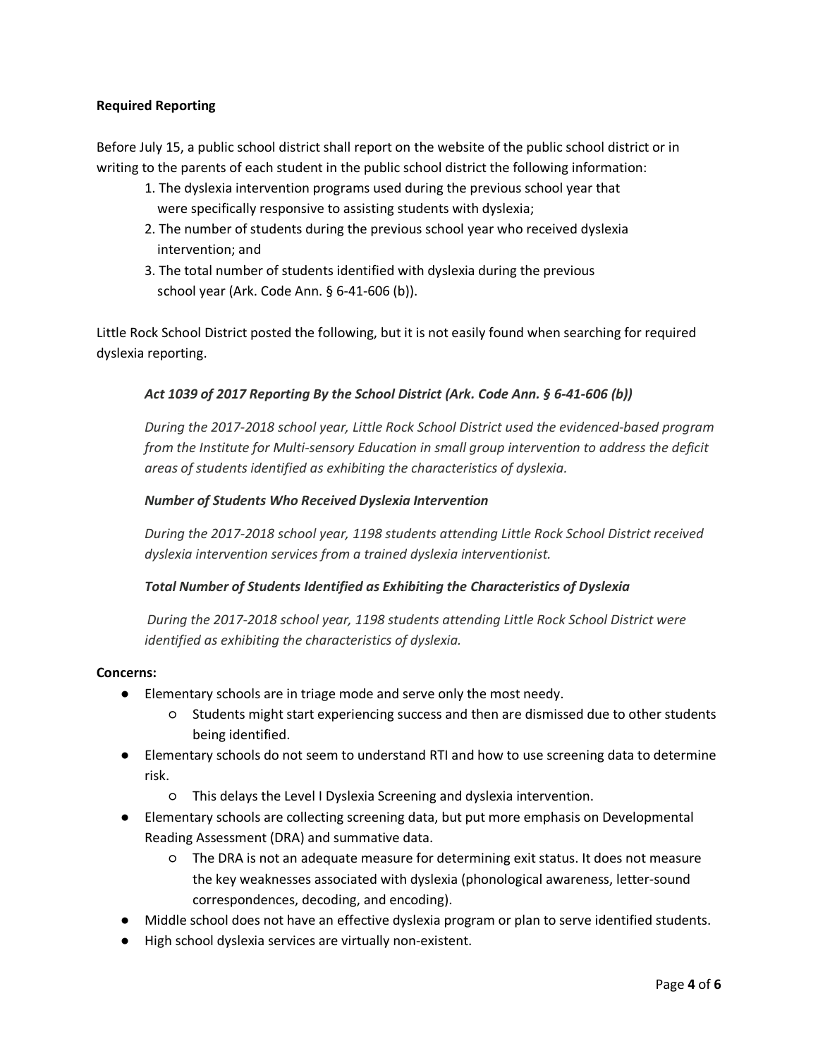**Required Reporting**

Before July 15, a public school district shall report on the website of the public school district or in writing to the parents of each student in the public school district the following information:

1. The dyslexia intervention programs used during the previous school year that were specifically responsive to assisting students with dyslexia;
2. The number of students during the previous school year who received dyslexia intervention; and
3. The total number of students identified with dyslexia during the previous school year (Ark. Code Ann. § 6-41-606 (b)).

Little Rock School District posted the following, but it is not easily found when searching for required dyslexia reporting.

> ***Act 1039 of 2017 Reporting By the School District (Ark. Code Ann. § 6-41-606 (b))***
>
> *During the 2017-2018 school year, Little Rock School District used the evidenced-based program from the Institute for Multi-sensory Education in small group intervention to address the deficit areas of students identified as exhibiting the characteristics of dyslexia.*
>
> ***Number of Students Who Received Dyslexia Intervention***
>
> *During the 2017-2018 school year, 1198 students attending Little Rock School District received dyslexia intervention services from a trained dyslexia interventionist.*
>
> ***Total Number of Students Identified as Exhibiting the Characteristics of Dyslexia***
>
> *During the 2017-2018 school year, 1198 students attending Little Rock School District were identified as exhibiting the characteristics of dyslexia.*

**Concerns:**

- Elementary schools are in triage mode and serve only the most needy.
  - Students might start experiencing success and then are dismissed due to other students being identified.
- Elementary schools do not seem to understand RTI and how to use screening data to determine risk.
  - This delays the Level I Dyslexia Screening and dyslexia intervention.
- Elementary schools are collecting screening data, but put more emphasis on Developmental Reading Assessment (DRA) and summative data.
  - The DRA is not an adequate measure for determining exit status. It does not measure the key weaknesses associated with dyslexia (phonological awareness, letter-sound correspondences, decoding, and encoding).
- Middle school does not have an effective dyslexia program or plan to serve identified students.
- High school dyslexia services are virtually non-existent.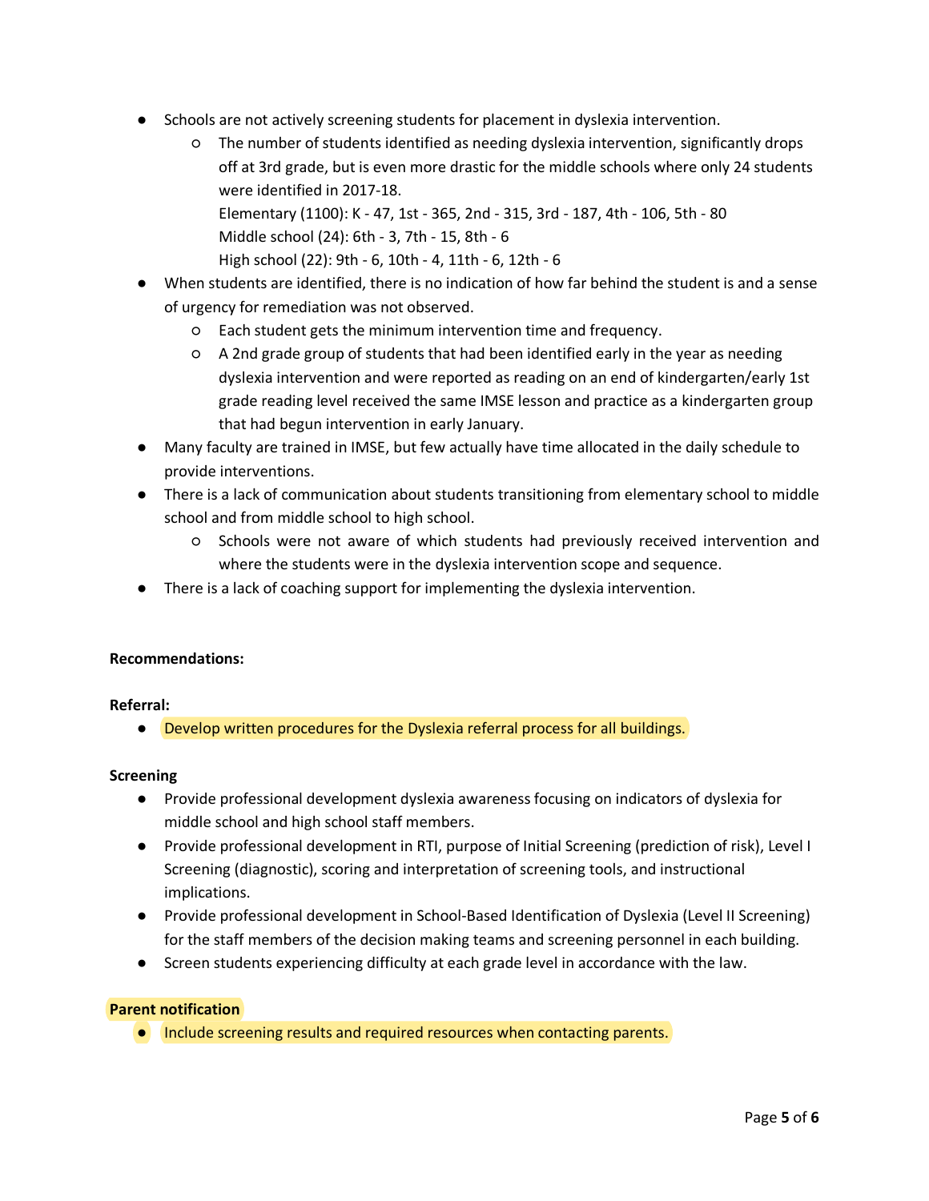- Schools are not actively screening students for placement in dyslexia intervention.
  - The number of students identified as needing dyslexia intervention, significantly drops off at 3rd grade, but is even more drastic for the middle schools where only 24 students were identified in 2017-18.
    Elementary (1100): K - 47, 1st - 365, 2nd - 315, 3rd - 187, 4th - 106, 5th - 80
    Middle school (24): 6th - 3, 7th - 15, 8th - 6
    High school (22): 9th - 6, 10th - 4, 11th - 6, 12th - 6
- When students are identified, there is no indication of how far behind the student is and a sense of urgency for remediation was not observed.
  - Each student gets the minimum intervention time and frequency.
  - A 2nd grade group of students that had been identified early in the year as needing dyslexia intervention and were reported as reading on an end of kindergarten/early 1st grade reading level received the same IMSE lesson and practice as a kindergarten group that had begun intervention in early January.
- Many faculty are trained in IMSE, but few actually have time allocated in the daily schedule to provide interventions.
- There is a lack of communication about students transitioning from elementary school to middle school and from middle school to high school.
  - Schools were not aware of which students had previously received intervention and where the students were in the dyslexia intervention scope and sequence.
- There is a lack of coaching support for implementing the dyslexia intervention.

**Recommendations:**

**Referral:**

- Develop written procedures for the Dyslexia referral process for all buildings.

**Screening**

- Provide professional development dyslexia awareness focusing on indicators of dyslexia for middle school and high school staff members.
- Provide professional development in RTI, purpose of Initial Screening (prediction of risk), Level I Screening (diagnostic), scoring and interpretation of screening tools, and instructional implications.
- Provide professional development in School-Based Identification of Dyslexia (Level II Screening) for the staff members of the decision making teams and screening personnel in each building.
- Screen students experiencing difficulty at each grade level in accordance with the law.

**Parent notification**

- Include screening results and required resources when contacting parents.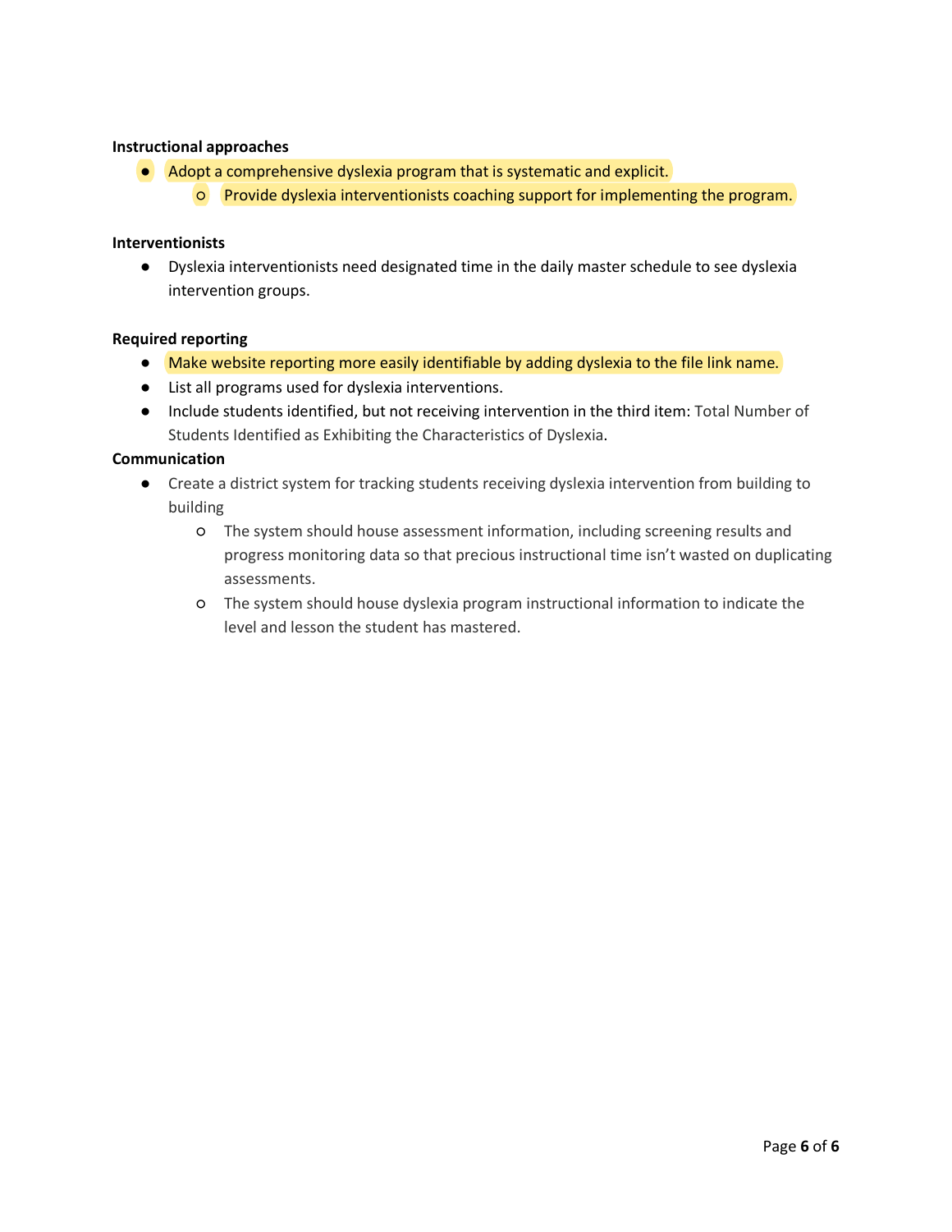**Instructional approaches**

- Adopt a comprehensive dyslexia program that is systematic and explicit.
  - Provide dyslexia interventionists coaching support for implementing the program.

**Interventionists**

- Dyslexia interventionists need designated time in the daily master schedule to see dyslexia intervention groups.

**Required reporting**

- Make website reporting more easily identifiable by adding dyslexia to the file link name.
- List all programs used for dyslexia interventions.
- Include students identified, but not receiving intervention in the third item: Total Number of Students Identified as Exhibiting the Characteristics of Dyslexia.

**Communication**

- Create a district system for tracking students receiving dyslexia intervention from building to building
  - The system should house assessment information, including screening results and progress monitoring data so that precious instructional time isn't wasted on duplicating assessments.
  - The system should house dyslexia program instructional information to indicate the level and lesson the student has mastered.